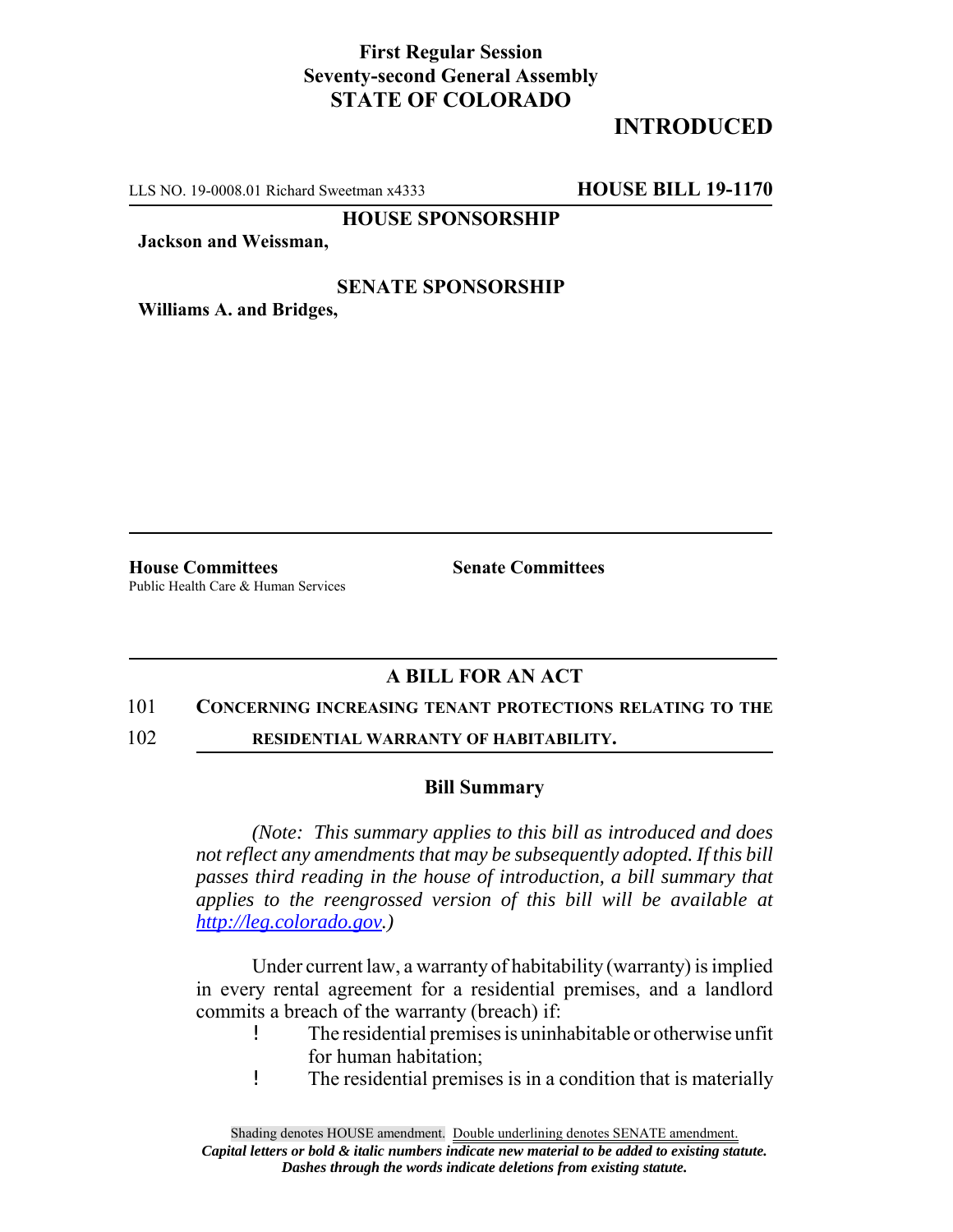**First Regular Session**
**Seventy-second General Assembly**
**STATE OF COLORADO**

**INTRODUCED**

LLS NO. 19-0008.01 Richard Sweetman x4333 **HOUSE BILL 19-1170**

**HOUSE SPONSORSHIP**

**Jackson and Weissman,**

**SENATE SPONSORSHIP**

**Williams A. and Bridges,**

**House Committees**
Public Health Care & Human Services

**Senate Committees**

## A BILL FOR AN ACT

101 **CONCERNING INCREASING TENANT PROTECTIONS RELATING TO THE**
102 **RESIDENTIAL WARRANTY OF HABITABILITY.**

### Bill Summary

*(Note: This summary applies to this bill as introduced and does not reflect any amendments that may be subsequently adopted. If this bill passes third reading in the house of introduction, a bill summary that applies to the reengrossed version of this bill will be available at http://leg.colorado.gov.)*

Under current law, a warranty of habitability (warranty) is implied in every rental agreement for a residential premises, and a landlord commits a breach of the warranty (breach) if:

- The residential premises is uninhabitable or otherwise unfit for human habitation;
- The residential premises is in a condition that is materially

Shading denotes HOUSE amendment. Double underlining denotes SENATE amendment.
***Capital letters or bold & italic numbers indicate new material to be added to existing statute.***
***Dashes through the words indicate deletions from existing statute.***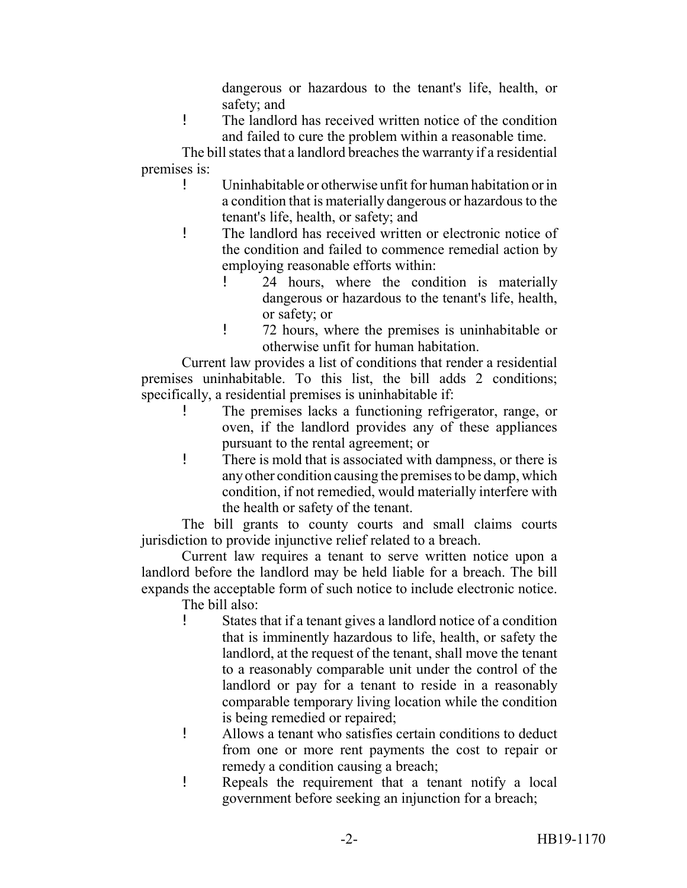dangerous or hazardous to the tenant's life, health, or safety; and

- The landlord has received written notice of the condition and failed to cure the problem within a reasonable time.

The bill states that a landlord breaches the warranty if a residential premises is:

- Uninhabitable or otherwise unfit for human habitation or in a condition that is materially dangerous or hazardous to the tenant's life, health, or safety; and
- The landlord has received written or electronic notice of the condition and failed to commence remedial action by employing reasonable efforts within:
  - 24 hours, where the condition is materially dangerous or hazardous to the tenant's life, health, or safety; or
  - 72 hours, where the premises is uninhabitable or otherwise unfit for human habitation.

Current law provides a list of conditions that render a residential premises uninhabitable. To this list, the bill adds 2 conditions; specifically, a residential premises is uninhabitable if:

- The premises lacks a functioning refrigerator, range, or oven, if the landlord provides any of these appliances pursuant to the rental agreement; or
- There is mold that is associated with dampness, or there is any other condition causing the premises to be damp, which condition, if not remedied, would materially interfere with the health or safety of the tenant.

The bill grants to county courts and small claims courts jurisdiction to provide injunctive relief related to a breach.

Current law requires a tenant to serve written notice upon a landlord before the landlord may be held liable for a breach. The bill expands the acceptable form of such notice to include electronic notice.

The bill also:

- States that if a tenant gives a landlord notice of a condition that is imminently hazardous to life, health, or safety the landlord, at the request of the tenant, shall move the tenant to a reasonably comparable unit under the control of the landlord or pay for a tenant to reside in a reasonably comparable temporary living location while the condition is being remedied or repaired;
- Allows a tenant who satisfies certain conditions to deduct from one or more rent payments the cost to repair or remedy a condition causing a breach;
- Repeals the requirement that a tenant notify a local government before seeking an injunction for a breach;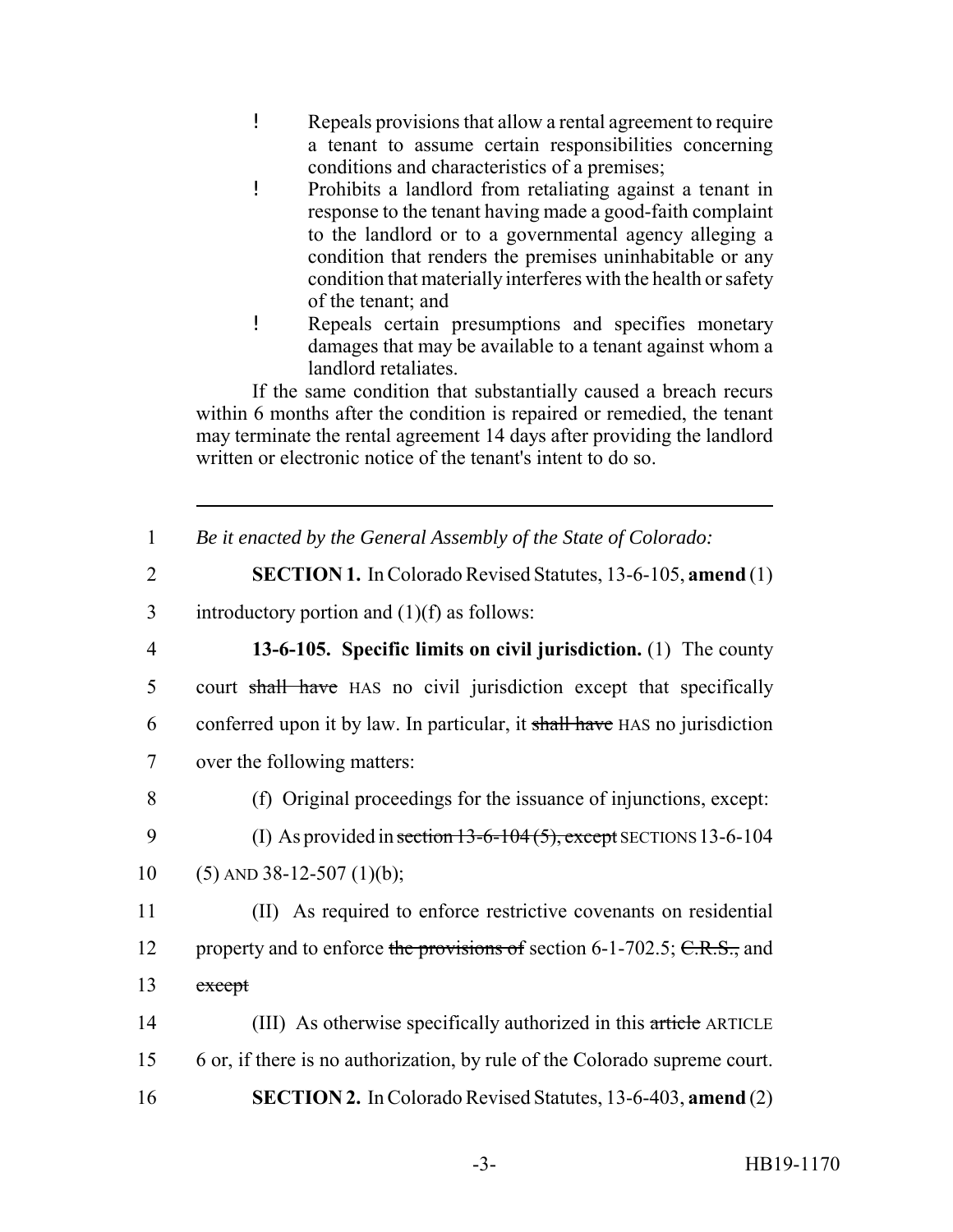- Repeals provisions that allow a rental agreement to require a tenant to assume certain responsibilities concerning conditions and characteristics of a premises;
- Prohibits a landlord from retaliating against a tenant in response to the tenant having made a good-faith complaint to the landlord or to a governmental agency alleging a condition that renders the premises uninhabitable or any condition that materially interferes with the health or safety of the tenant; and
- Repeals certain presumptions and specifies monetary damages that may be available to a tenant against whom a landlord retaliates.

If the same condition that substantially caused a breach recurs within 6 months after the condition is repaired or remedied, the tenant may terminate the rental agreement 14 days after providing the landlord written or electronic notice of the tenant's intent to do so.

---

1 *Be it enacted by the General Assembly of the State of Colorado:*

2 **SECTION 1.** In Colorado Revised Statutes, 13-6-105, **amend** (1)
3 introductory portion and (1)(f) as follows:

4 **13-6-105. Specific limits on civil jurisdiction.** (1) The county
5 court ~~shall have~~ HAS no civil jurisdiction except that specifically
6 conferred upon it by law. In particular, it ~~shall have~~ HAS no jurisdiction
7 over the following matters:

8 (f) Original proceedings for the issuance of injunctions, except:

9 (I) As provided in ~~section 13-6-104 (5), except~~ SECTIONS 13-6-104
10 (5) AND 38-12-507 (1)(b);

11 (II) As required to enforce restrictive covenants on residential
12 property and to enforce ~~the provisions of~~ section 6-1-702.5; ~~C.R.S.,~~ and
13 ~~except~~

14 (III) As otherwise specifically authorized in this ~~article~~ ARTICLE
15 6 or, if there is no authorization, by rule of the Colorado supreme court.

16 **SECTION 2.** In Colorado Revised Statutes, 13-6-403, **amend** (2)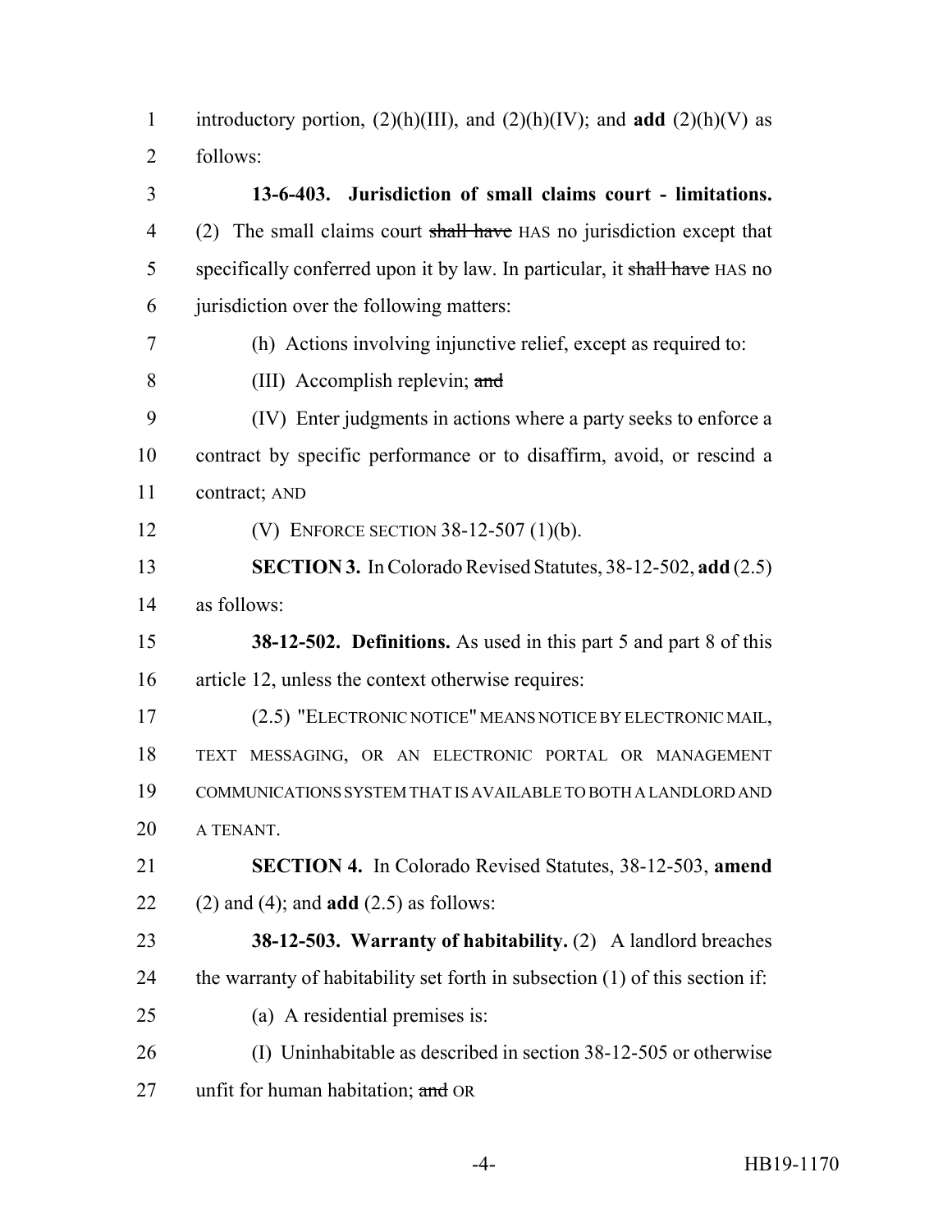introductory portion, (2)(h)(III), and (2)(h)(IV); and **add** (2)(h)(V) as follows:

**13-6-403. Jurisdiction of small claims court - limitations.** (2) The small claims court ~~shall have~~ HAS no jurisdiction except that specifically conferred upon it by law. In particular, it ~~shall have~~ HAS no jurisdiction over the following matters:

(h) Actions involving injunctive relief, except as required to:

(III) Accomplish replevin; ~~and~~

(IV) Enter judgments in actions where a party seeks to enforce a contract by specific performance or to disaffirm, avoid, or rescind a contract; AND

(V) ENFORCE SECTION 38-12-507 (1)(b).

**SECTION 3.** In Colorado Revised Statutes, 38-12-502, **add** (2.5) as follows:

**38-12-502. Definitions.** As used in this part 5 and part 8 of this article 12, unless the context otherwise requires:

(2.5) "ELECTRONIC NOTICE" MEANS NOTICE BY ELECTRONIC MAIL, TEXT MESSAGING, OR AN ELECTRONIC PORTAL OR MANAGEMENT COMMUNICATIONS SYSTEM THAT IS AVAILABLE TO BOTH A LANDLORD AND A TENANT.

**SECTION 4.** In Colorado Revised Statutes, 38-12-503, **amend** (2) and (4); and **add** (2.5) as follows:

**38-12-503. Warranty of habitability.** (2) A landlord breaches the warranty of habitability set forth in subsection (1) of this section if:

(a) A residential premises is:

(I) Uninhabitable as described in section 38-12-505 or otherwise unfit for human habitation; ~~and~~ OR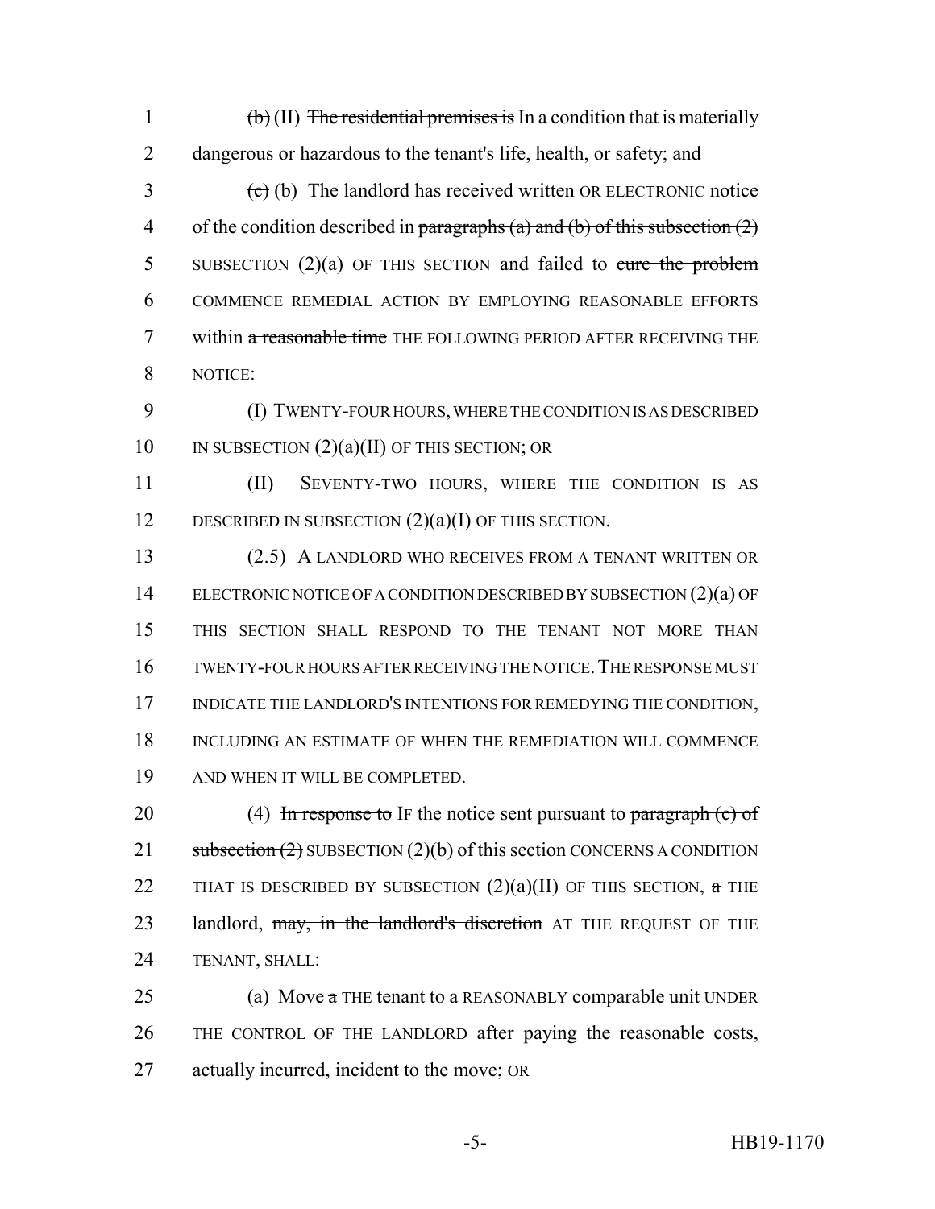1 ~~(b)~~ (II) ~~The residential premises is~~ In a condition that is materially
2 dangerous or hazardous to the tenant's life, health, or safety; and

3 ~~(c)~~ (b) The landlord has received written OR ELECTRONIC notice
4 of the condition described in ~~paragraphs (a) and (b) of this subsection (2)~~
5 SUBSECTION (2)(a) OF THIS SECTION and failed to ~~cure the problem~~
6 COMMENCE REMEDIAL ACTION BY EMPLOYING REASONABLE EFFORTS
7 within ~~a reasonable time~~ THE FOLLOWING PERIOD AFTER RECEIVING THE
8 NOTICE:

9 (I) TWENTY-FOUR HOURS, WHERE THE CONDITION IS AS DESCRIBED
10 IN SUBSECTION (2)(a)(II) OF THIS SECTION; OR

11 (II) SEVENTY-TWO HOURS, WHERE THE CONDITION IS AS
12 DESCRIBED IN SUBSECTION (2)(a)(I) OF THIS SECTION.

13 (2.5) A LANDLORD WHO RECEIVES FROM A TENANT WRITTEN OR
14 ELECTRONIC NOTICE OF A CONDITION DESCRIBED BY SUBSECTION (2)(a) OF
15 THIS SECTION SHALL RESPOND TO THE TENANT NOT MORE THAN
16 TWENTY-FOUR HOURS AFTER RECEIVING THE NOTICE. THE RESPONSE MUST
17 INDICATE THE LANDLORD'S INTENTIONS FOR REMEDYING THE CONDITION,
18 INCLUDING AN ESTIMATE OF WHEN THE REMEDIATION WILL COMMENCE
19 AND WHEN IT WILL BE COMPLETED.

20 (4) ~~In response to~~ IF the notice sent pursuant to ~~paragraph (c) of~~
21 ~~subsection (2)~~ SUBSECTION (2)(b) of this section CONCERNS A CONDITION
22 THAT IS DESCRIBED BY SUBSECTION (2)(a)(II) OF THIS SECTION, ~~a~~ THE
23 landlord, ~~may, in the landlord's discretion~~ AT THE REQUEST OF THE
24 TENANT, SHALL:

25 (a) Move ~~a~~ THE tenant to a REASONABLY comparable unit UNDER
26 THE CONTROL OF THE LANDLORD after paying the reasonable costs,
27 actually incurred, incident to the move; OR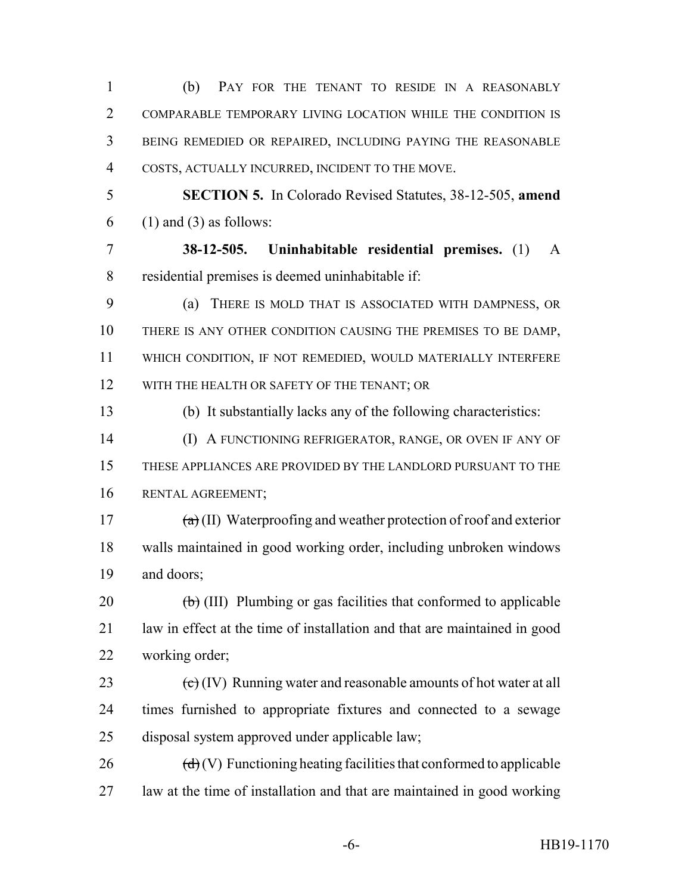(b) PAY FOR THE TENANT TO RESIDE IN A REASONABLY COMPARABLE TEMPORARY LIVING LOCATION WHILE THE CONDITION IS BEING REMEDIED OR REPAIRED, INCLUDING PAYING THE REASONABLE COSTS, ACTUALLY INCURRED, INCIDENT TO THE MOVE.

**SECTION 5.** In Colorado Revised Statutes, 38-12-505, **amend** (1) and (3) as follows:

**38-12-505. Uninhabitable residential premises.** (1) A residential premises is deemed uninhabitable if:

(a) THERE IS MOLD THAT IS ASSOCIATED WITH DAMPNESS, OR THERE IS ANY OTHER CONDITION CAUSING THE PREMISES TO BE DAMP, WHICH CONDITION, IF NOT REMEDIED, WOULD MATERIALLY INTERFERE WITH THE HEALTH OR SAFETY OF THE TENANT; OR

(b) It substantially lacks any of the following characteristics:

(I) A FUNCTIONING REFRIGERATOR, RANGE, OR OVEN IF ANY OF THESE APPLIANCES ARE PROVIDED BY THE LANDLORD PURSUANT TO THE RENTAL AGREEMENT;

~~(a)~~ (II) Waterproofing and weather protection of roof and exterior walls maintained in good working order, including unbroken windows and doors;

~~(b)~~ (III) Plumbing or gas facilities that conformed to applicable law in effect at the time of installation and that are maintained in good working order;

~~(c)~~ (IV) Running water and reasonable amounts of hot water at all times furnished to appropriate fixtures and connected to a sewage disposal system approved under applicable law;

~~(d)~~ (V) Functioning heating facilities that conformed to applicable law at the time of installation and that are maintained in good working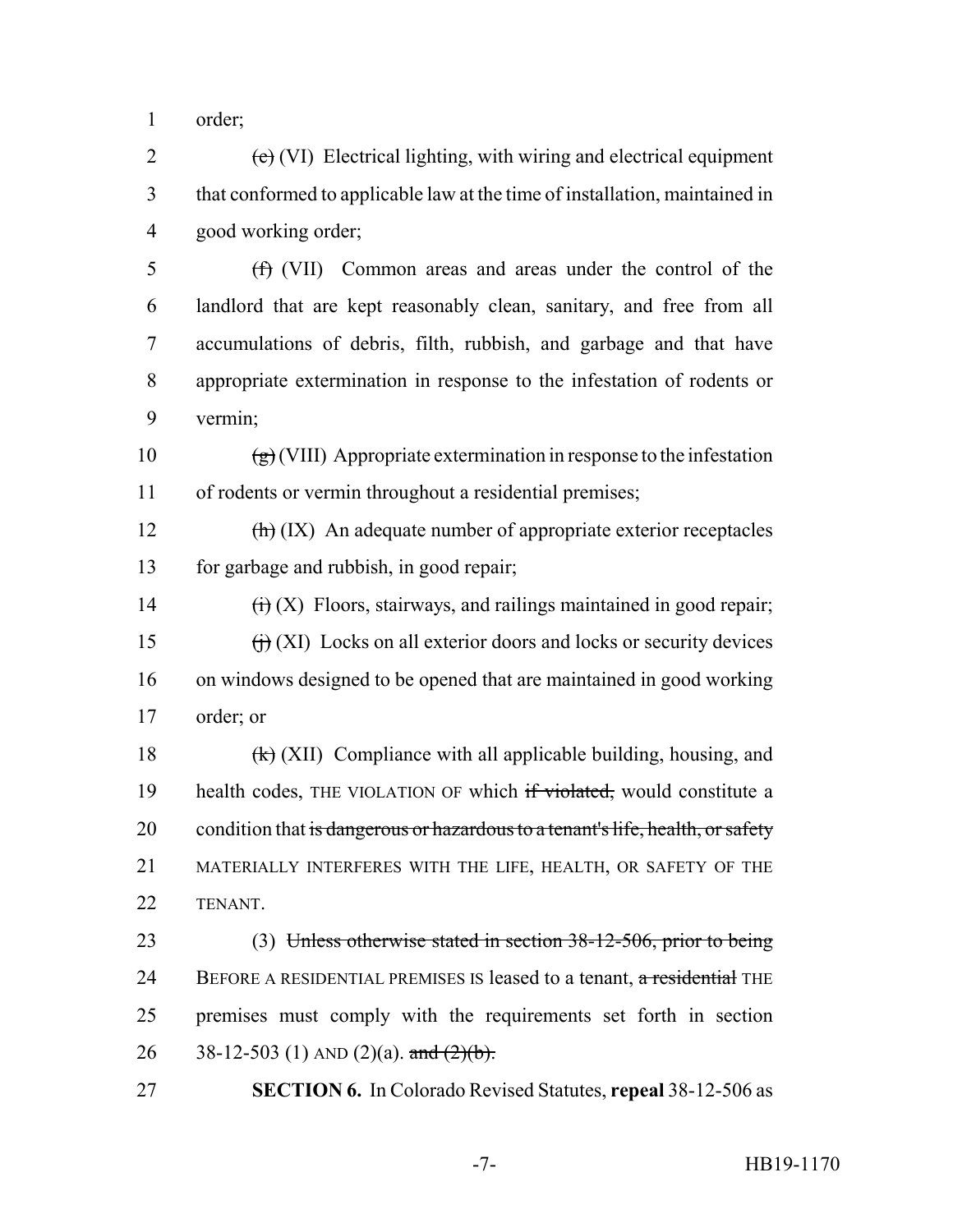order;

~~(e)~~ (VI) Electrical lighting, with wiring and electrical equipment that conformed to applicable law at the time of installation, maintained in good working order;

~~(f)~~ (VII) Common areas and areas under the control of the landlord that are kept reasonably clean, sanitary, and free from all accumulations of debris, filth, rubbish, and garbage and that have appropriate extermination in response to the infestation of rodents or vermin;

~~(g)~~ (VIII) Appropriate extermination in response to the infestation of rodents or vermin throughout a residential premises;

~~(h)~~ (IX) An adequate number of appropriate exterior receptacles for garbage and rubbish, in good repair;

~~(i)~~ (X) Floors, stairways, and railings maintained in good repair;

~~(j)~~ (XI) Locks on all exterior doors and locks or security devices on windows designed to be opened that are maintained in good working order; or

~~(k)~~ (XII) Compliance with all applicable building, housing, and health codes, THE VIOLATION OF which ~~if violated,~~ would constitute a condition that ~~is dangerous or hazardous to a tenant's life, health, or safety~~ MATERIALLY INTERFERES WITH THE LIFE, HEALTH, OR SAFETY OF THE TENANT.

(3) ~~Unless otherwise stated in section 38-12-506, prior to being~~ BEFORE A RESIDENTIAL PREMISES IS leased to a tenant, ~~a residential~~ THE premises must comply with the requirements set forth in section 38-12-503 (1) AND (2)(a). ~~and (2)(b).~~

**SECTION 6.** In Colorado Revised Statutes, **repeal** 38-12-506 as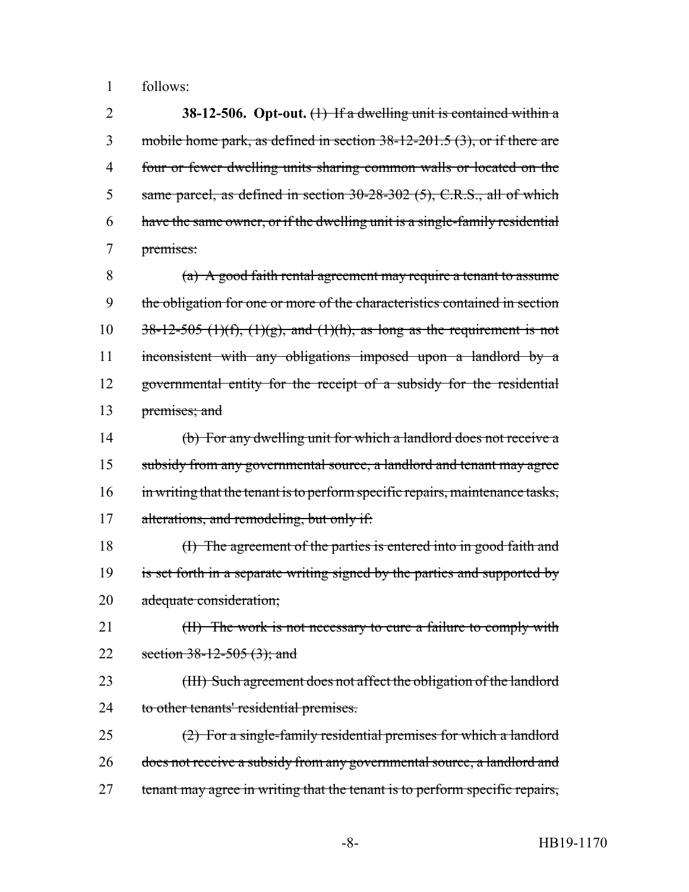1 follows:

2 **38-12-506. Opt-out.** ~~(1) If a dwelling unit is contained within a~~
3 ~~mobile home park, as defined in section 38-12-201.5 (3), or if there are~~
4 ~~four or fewer dwelling units sharing common walls or located on the~~
5 ~~same parcel, as defined in section 30-28-302 (5), C.R.S., all of which~~
6 ~~have the same owner, or if the dwelling unit is a single-family residential~~
7 ~~premises:~~

8 ~~(a) A good faith rental agreement may require a tenant to assume~~
9 ~~the obligation for one or more of the characteristics contained in section~~
10 ~~38-12-505 (1)(f), (1)(g), and (1)(h), as long as the requirement is not~~
11 ~~inconsistent with any obligations imposed upon a landlord by a~~
12 ~~governmental entity for the receipt of a subsidy for the residential~~
13 ~~premises; and~~

14 ~~(b) For any dwelling unit for which a landlord does not receive a~~
15 ~~subsidy from any governmental source, a landlord and tenant may agree~~
16 ~~in writing that the tenant is to perform specific repairs, maintenance tasks,~~
17 ~~alterations, and remodeling, but only if:~~

18 ~~(I) The agreement of the parties is entered into in good faith and~~
19 ~~is set forth in a separate writing signed by the parties and supported by~~
20 ~~adequate consideration;~~

21 ~~(II) The work is not necessary to cure a failure to comply with~~
22 ~~section 38-12-505 (3); and~~

23 ~~(III) Such agreement does not affect the obligation of the landlord~~
24 ~~to other tenants' residential premises.~~

25 ~~(2) For a single-family residential premises for which a landlord~~
26 ~~does not receive a subsidy from any governmental source, a landlord and~~
27 ~~tenant may agree in writing that the tenant is to perform specific repairs,~~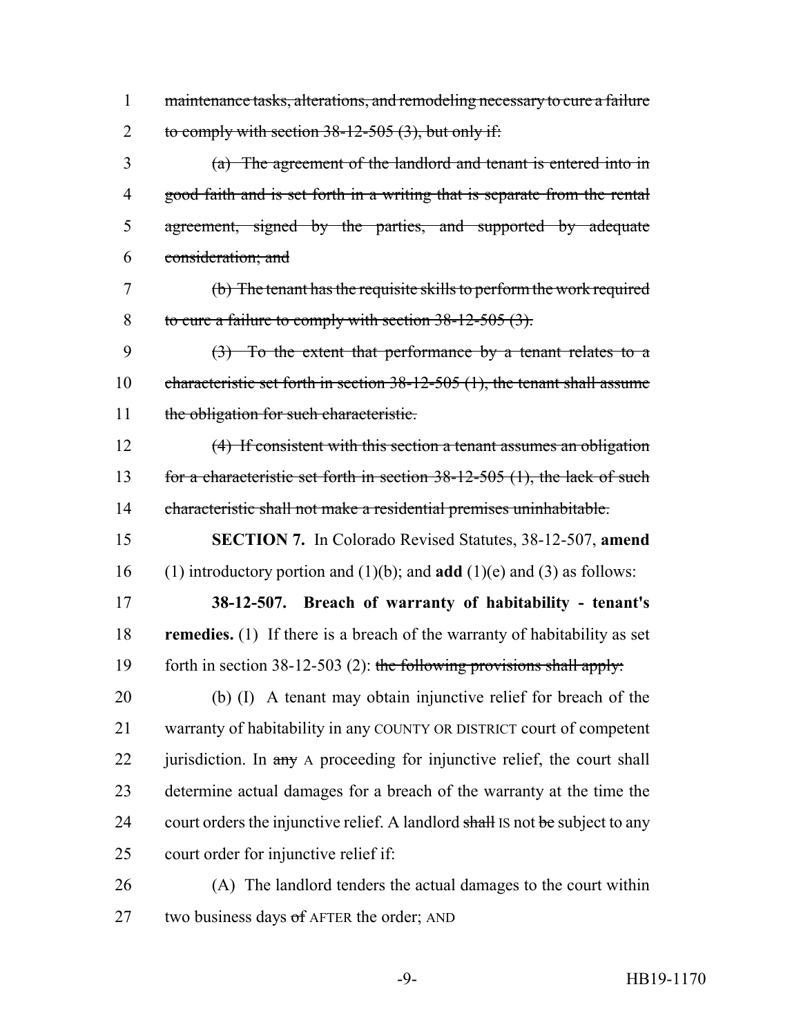1 ~~maintenance tasks, alterations, and remodeling necessary to cure a failure~~
2 ~~to comply with section 38-12-505 (3), but only if:~~

3 ~~(a) The agreement of the landlord and tenant is entered into in~~
4 ~~good faith and is set forth in a writing that is separate from the rental~~
5 ~~agreement, signed by the parties, and supported by adequate~~
6 ~~consideration; and~~

7 ~~(b) The tenant has the requisite skills to perform the work required~~
8 ~~to cure a failure to comply with section 38-12-505 (3).~~

9 ~~(3) To the extent that performance by a tenant relates to a~~
10 ~~characteristic set forth in section 38-12-505 (1), the tenant shall assume~~
11 ~~the obligation for such characteristic.~~

12 ~~(4) If consistent with this section a tenant assumes an obligation~~
13 ~~for a characteristic set forth in section 38-12-505 (1), the lack of such~~
14 ~~characteristic shall not make a residential premises uninhabitable.~~

15 **SECTION 7.** In Colorado Revised Statutes, 38-12-507, **amend**
16 (1) introductory portion and (1)(b); and **add** (1)(e) and (3) as follows:

17 **38-12-507. Breach of warranty of habitability - tenant's**
18 **remedies.** (1) If there is a breach of the warranty of habitability as set
19 forth in section 38-12-503 (2): ~~the following provisions shall apply:~~

20 (b) (I) A tenant may obtain injunctive relief for breach of the
21 warranty of habitability in any COUNTY OR DISTRICT court of competent
22 jurisdiction. In ~~any~~ A proceeding for injunctive relief, the court shall
23 determine actual damages for a breach of the warranty at the time the
24 court orders the injunctive relief. A landlord ~~shall~~ IS not ~~be~~ subject to any
25 court order for injunctive relief if:

26 (A) The landlord tenders the actual damages to the court within
27 two business days ~~of~~ AFTER the order; AND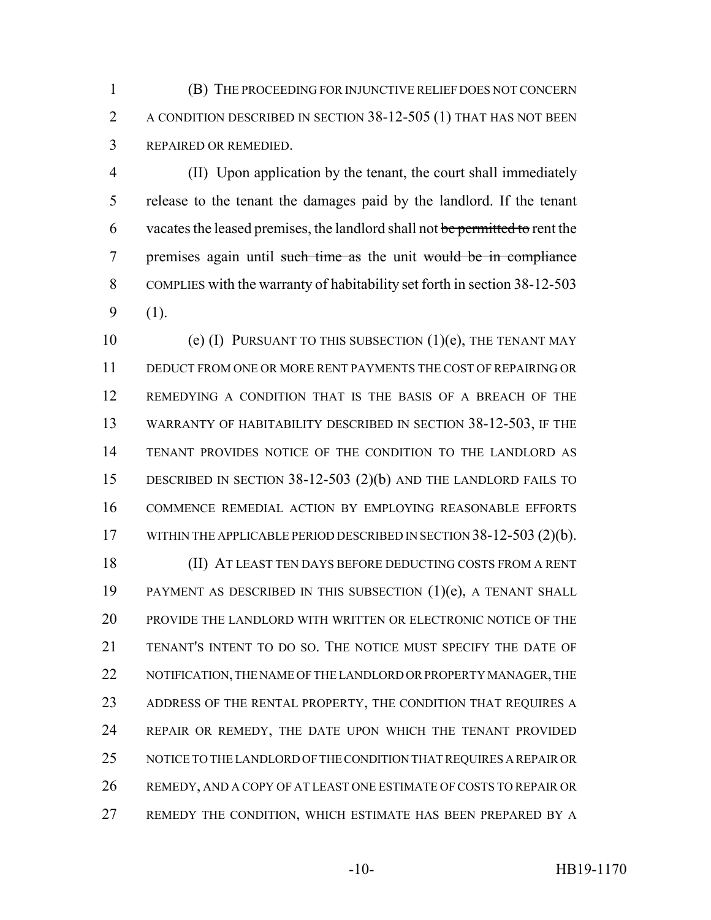(B) THE PROCEEDING FOR INJUNCTIVE RELIEF DOES NOT CONCERN A CONDITION DESCRIBED IN SECTION 38-12-505 (1) THAT HAS NOT BEEN REPAIRED OR REMEDIED.

(II) Upon application by the tenant, the court shall immediately release to the tenant the damages paid by the landlord. If the tenant vacates the leased premises, the landlord shall not ~~be permitted to~~ rent the premises again until ~~such time as~~ the unit ~~would be in compliance~~ COMPLIES with the warranty of habitability set forth in section 38-12-503 (1).

(e) (I) PURSUANT TO THIS SUBSECTION (1)(e), THE TENANT MAY DEDUCT FROM ONE OR MORE RENT PAYMENTS THE COST OF REPAIRING OR REMEDYING A CONDITION THAT IS THE BASIS OF A BREACH OF THE WARRANTY OF HABITABILITY DESCRIBED IN SECTION 38-12-503, IF THE TENANT PROVIDES NOTICE OF THE CONDITION TO THE LANDLORD AS DESCRIBED IN SECTION 38-12-503 (2)(b) AND THE LANDLORD FAILS TO COMMENCE REMEDIAL ACTION BY EMPLOYING REASONABLE EFFORTS WITHIN THE APPLICABLE PERIOD DESCRIBED IN SECTION 38-12-503 (2)(b).

(II) AT LEAST TEN DAYS BEFORE DEDUCTING COSTS FROM A RENT PAYMENT AS DESCRIBED IN THIS SUBSECTION (1)(e), A TENANT SHALL PROVIDE THE LANDLORD WITH WRITTEN OR ELECTRONIC NOTICE OF THE TENANT'S INTENT TO DO SO. THE NOTICE MUST SPECIFY THE DATE OF NOTIFICATION, THE NAME OF THE LANDLORD OR PROPERTY MANAGER, THE ADDRESS OF THE RENTAL PROPERTY, THE CONDITION THAT REQUIRES A REPAIR OR REMEDY, THE DATE UPON WHICH THE TENANT PROVIDED NOTICE TO THE LANDLORD OF THE CONDITION THAT REQUIRES A REPAIR OR REMEDY, AND A COPY OF AT LEAST ONE ESTIMATE OF COSTS TO REPAIR OR REMEDY THE CONDITION, WHICH ESTIMATE HAS BEEN PREPARED BY A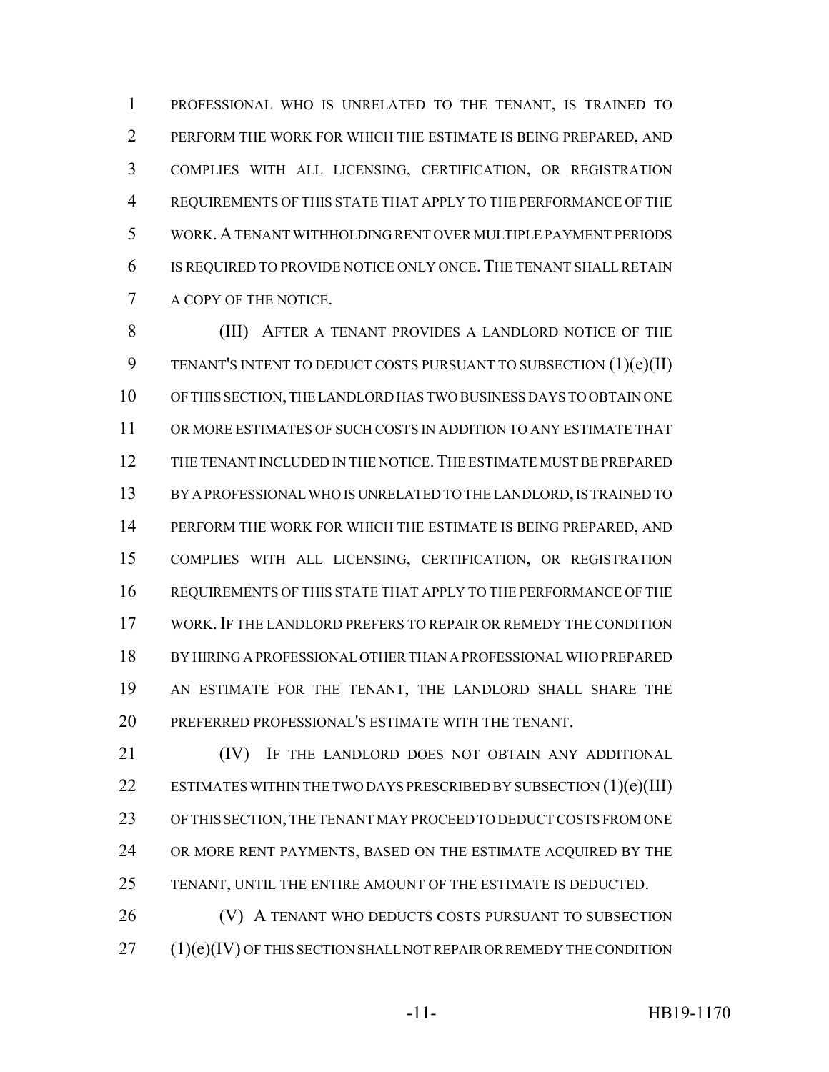PROFESSIONAL WHO IS UNRELATED TO THE TENANT, IS TRAINED TO PERFORM THE WORK FOR WHICH THE ESTIMATE IS BEING PREPARED, AND COMPLIES WITH ALL LICENSING, CERTIFICATION, OR REGISTRATION REQUIREMENTS OF THIS STATE THAT APPLY TO THE PERFORMANCE OF THE WORK. A TENANT WITHHOLDING RENT OVER MULTIPLE PAYMENT PERIODS IS REQUIRED TO PROVIDE NOTICE ONLY ONCE. THE TENANT SHALL RETAIN A COPY OF THE NOTICE.

(III) AFTER A TENANT PROVIDES A LANDLORD NOTICE OF THE TENANT'S INTENT TO DEDUCT COSTS PURSUANT TO SUBSECTION (1)(e)(II) OF THIS SECTION, THE LANDLORD HAS TWO BUSINESS DAYS TO OBTAIN ONE OR MORE ESTIMATES OF SUCH COSTS IN ADDITION TO ANY ESTIMATE THAT THE TENANT INCLUDED IN THE NOTICE. THE ESTIMATE MUST BE PREPARED BY A PROFESSIONAL WHO IS UNRELATED TO THE LANDLORD, IS TRAINED TO PERFORM THE WORK FOR WHICH THE ESTIMATE IS BEING PREPARED, AND COMPLIES WITH ALL LICENSING, CERTIFICATION, OR REGISTRATION REQUIREMENTS OF THIS STATE THAT APPLY TO THE PERFORMANCE OF THE WORK. IF THE LANDLORD PREFERS TO REPAIR OR REMEDY THE CONDITION BY HIRING A PROFESSIONAL OTHER THAN A PROFESSIONAL WHO PREPARED AN ESTIMATE FOR THE TENANT, THE LANDLORD SHALL SHARE THE PREFERRED PROFESSIONAL'S ESTIMATE WITH THE TENANT.

(IV) IF THE LANDLORD DOES NOT OBTAIN ANY ADDITIONAL ESTIMATES WITHIN THE TWO DAYS PRESCRIBED BY SUBSECTION (1)(e)(III) OF THIS SECTION, THE TENANT MAY PROCEED TO DEDUCT COSTS FROM ONE OR MORE RENT PAYMENTS, BASED ON THE ESTIMATE ACQUIRED BY THE TENANT, UNTIL THE ENTIRE AMOUNT OF THE ESTIMATE IS DEDUCTED.

(V) A TENANT WHO DEDUCTS COSTS PURSUANT TO SUBSECTION (1)(e)(IV) OF THIS SECTION SHALL NOT REPAIR OR REMEDY THE CONDITION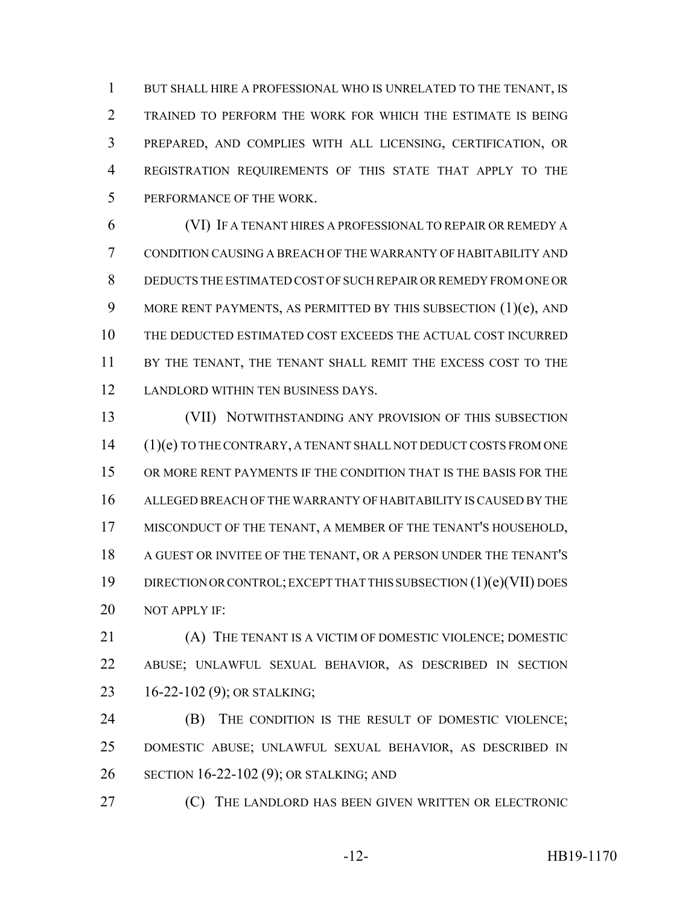BUT SHALL HIRE A PROFESSIONAL WHO IS UNRELATED TO THE TENANT, IS TRAINED TO PERFORM THE WORK FOR WHICH THE ESTIMATE IS BEING PREPARED, AND COMPLIES WITH ALL LICENSING, CERTIFICATION, OR REGISTRATION REQUIREMENTS OF THIS STATE THAT APPLY TO THE PERFORMANCE OF THE WORK.

(VI) IF A TENANT HIRES A PROFESSIONAL TO REPAIR OR REMEDY A CONDITION CAUSING A BREACH OF THE WARRANTY OF HABITABILITY AND DEDUCTS THE ESTIMATED COST OF SUCH REPAIR OR REMEDY FROM ONE OR MORE RENT PAYMENTS, AS PERMITTED BY THIS SUBSECTION (1)(e), AND THE DEDUCTED ESTIMATED COST EXCEEDS THE ACTUAL COST INCURRED BY THE TENANT, THE TENANT SHALL REMIT THE EXCESS COST TO THE LANDLORD WITHIN TEN BUSINESS DAYS.

(VII) NOTWITHSTANDING ANY PROVISION OF THIS SUBSECTION (1)(e) TO THE CONTRARY, A TENANT SHALL NOT DEDUCT COSTS FROM ONE OR MORE RENT PAYMENTS IF THE CONDITION THAT IS THE BASIS FOR THE ALLEGED BREACH OF THE WARRANTY OF HABITABILITY IS CAUSED BY THE MISCONDUCT OF THE TENANT, A MEMBER OF THE TENANT'S HOUSEHOLD, A GUEST OR INVITEE OF THE TENANT, OR A PERSON UNDER THE TENANT'S DIRECTION OR CONTROL; EXCEPT THAT THIS SUBSECTION (1)(e)(VII) DOES NOT APPLY IF:

(A) THE TENANT IS A VICTIM OF DOMESTIC VIOLENCE; DOMESTIC ABUSE; UNLAWFUL SEXUAL BEHAVIOR, AS DESCRIBED IN SECTION 16-22-102 (9); OR STALKING;

(B) THE CONDITION IS THE RESULT OF DOMESTIC VIOLENCE; DOMESTIC ABUSE; UNLAWFUL SEXUAL BEHAVIOR, AS DESCRIBED IN SECTION 16-22-102 (9); OR STALKING; AND

(C) THE LANDLORD HAS BEEN GIVEN WRITTEN OR ELECTRONIC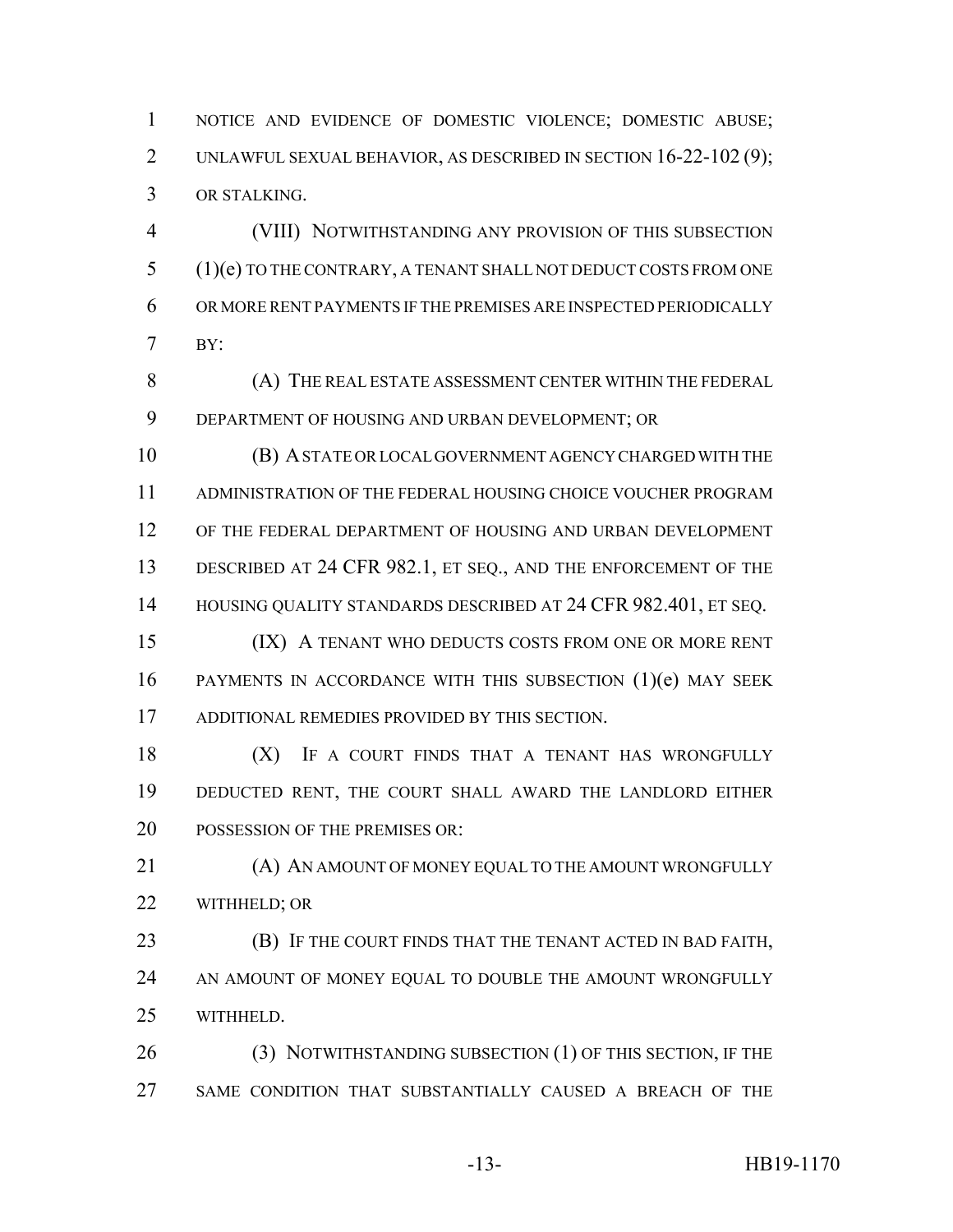NOTICE AND EVIDENCE OF DOMESTIC VIOLENCE; DOMESTIC ABUSE; UNLAWFUL SEXUAL BEHAVIOR, AS DESCRIBED IN SECTION 16-22-102 (9); OR STALKING.

(VIII) NOTWITHSTANDING ANY PROVISION OF THIS SUBSECTION (1)(e) TO THE CONTRARY, A TENANT SHALL NOT DEDUCT COSTS FROM ONE OR MORE RENT PAYMENTS IF THE PREMISES ARE INSPECTED PERIODICALLY BY:

(A) THE REAL ESTATE ASSESSMENT CENTER WITHIN THE FEDERAL DEPARTMENT OF HOUSING AND URBAN DEVELOPMENT; OR

(B) A STATE OR LOCAL GOVERNMENT AGENCY CHARGED WITH THE ADMINISTRATION OF THE FEDERAL HOUSING CHOICE VOUCHER PROGRAM OF THE FEDERAL DEPARTMENT OF HOUSING AND URBAN DEVELOPMENT DESCRIBED AT 24 CFR 982.1, ET SEQ., AND THE ENFORCEMENT OF THE HOUSING QUALITY STANDARDS DESCRIBED AT 24 CFR 982.401, ET SEQ.

(IX) A TENANT WHO DEDUCTS COSTS FROM ONE OR MORE RENT PAYMENTS IN ACCORDANCE WITH THIS SUBSECTION (1)(e) MAY SEEK ADDITIONAL REMEDIES PROVIDED BY THIS SECTION.

(X) IF A COURT FINDS THAT A TENANT HAS WRONGFULLY DEDUCTED RENT, THE COURT SHALL AWARD THE LANDLORD EITHER POSSESSION OF THE PREMISES OR:

(A) AN AMOUNT OF MONEY EQUAL TO THE AMOUNT WRONGFULLY WITHHELD; OR

(B) IF THE COURT FINDS THAT THE TENANT ACTED IN BAD FAITH, AN AMOUNT OF MONEY EQUAL TO DOUBLE THE AMOUNT WRONGFULLY WITHHELD.

(3) NOTWITHSTANDING SUBSECTION (1) OF THIS SECTION, IF THE SAME CONDITION THAT SUBSTANTIALLY CAUSED A BREACH OF THE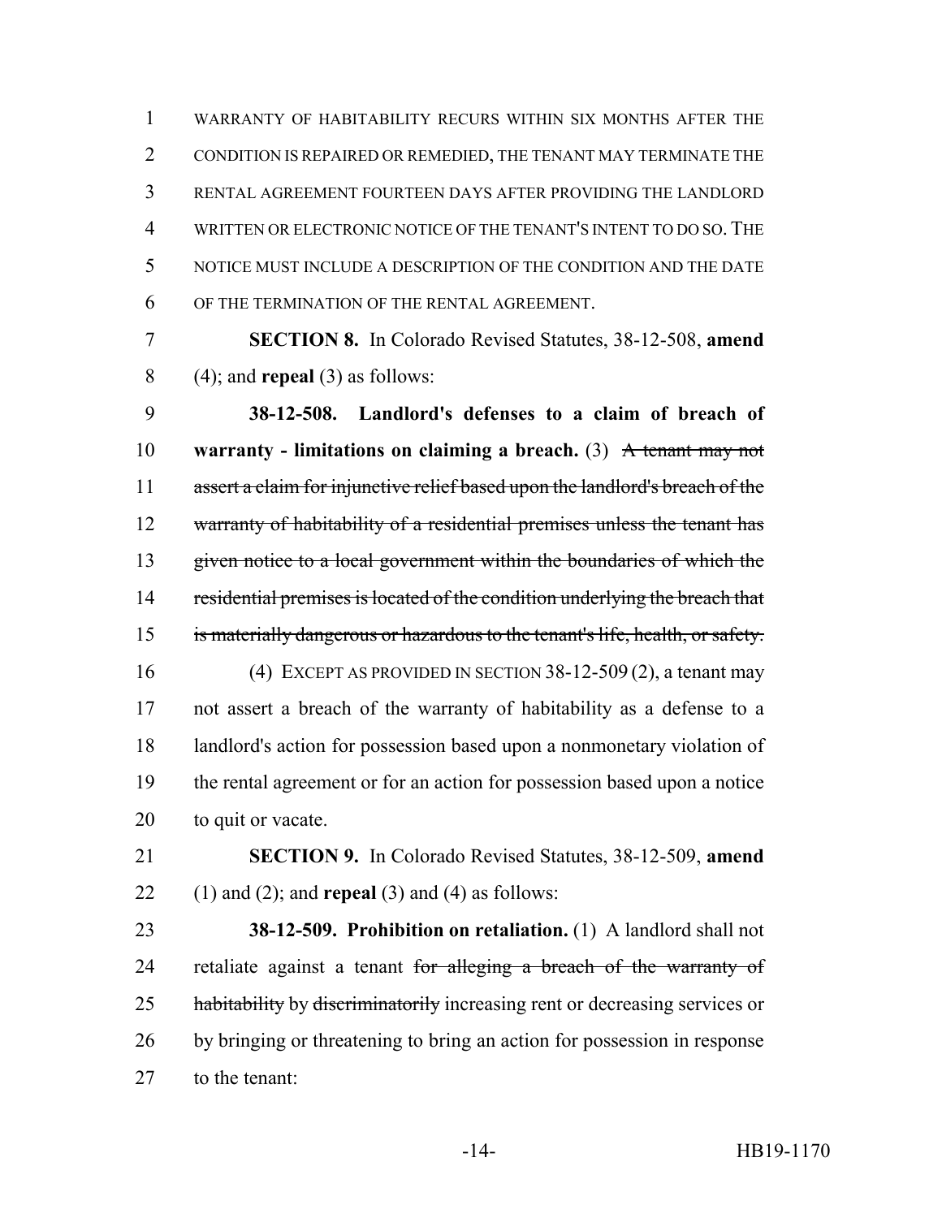WARRANTY OF HABITABILITY RECURS WITHIN SIX MONTHS AFTER THE CONDITION IS REPAIRED OR REMEDIED, THE TENANT MAY TERMINATE THE RENTAL AGREEMENT FOURTEEN DAYS AFTER PROVIDING THE LANDLORD WRITTEN OR ELECTRONIC NOTICE OF THE TENANT'S INTENT TO DO SO. THE NOTICE MUST INCLUDE A DESCRIPTION OF THE CONDITION AND THE DATE OF THE TERMINATION OF THE RENTAL AGREEMENT.

**SECTION 8.** In Colorado Revised Statutes, 38-12-508, **amend** (4); and **repeal** (3) as follows:

**38-12-508. Landlord's defenses to a claim of breach of warranty - limitations on claiming a breach.** (3) ~~A tenant may not assert a claim for injunctive relief based upon the landlord's breach of the warranty of habitability of a residential premises unless the tenant has given notice to a local government within the boundaries of which the residential premises is located of the condition underlying the breach that is materially dangerous or hazardous to the tenant's life, health, or safety.~~

(4) EXCEPT AS PROVIDED IN SECTION 38-12-509 (2), a tenant may not assert a breach of the warranty of habitability as a defense to a landlord's action for possession based upon a nonmonetary violation of the rental agreement or for an action for possession based upon a notice to quit or vacate.

**SECTION 9.** In Colorado Revised Statutes, 38-12-509, **amend** (1) and (2); and **repeal** (3) and (4) as follows:

**38-12-509. Prohibition on retaliation.** (1) A landlord shall not retaliate against a tenant ~~for alleging a breach of the warranty of habitability~~ by ~~discriminatorily~~ increasing rent or decreasing services or by bringing or threatening to bring an action for possession in response to the tenant: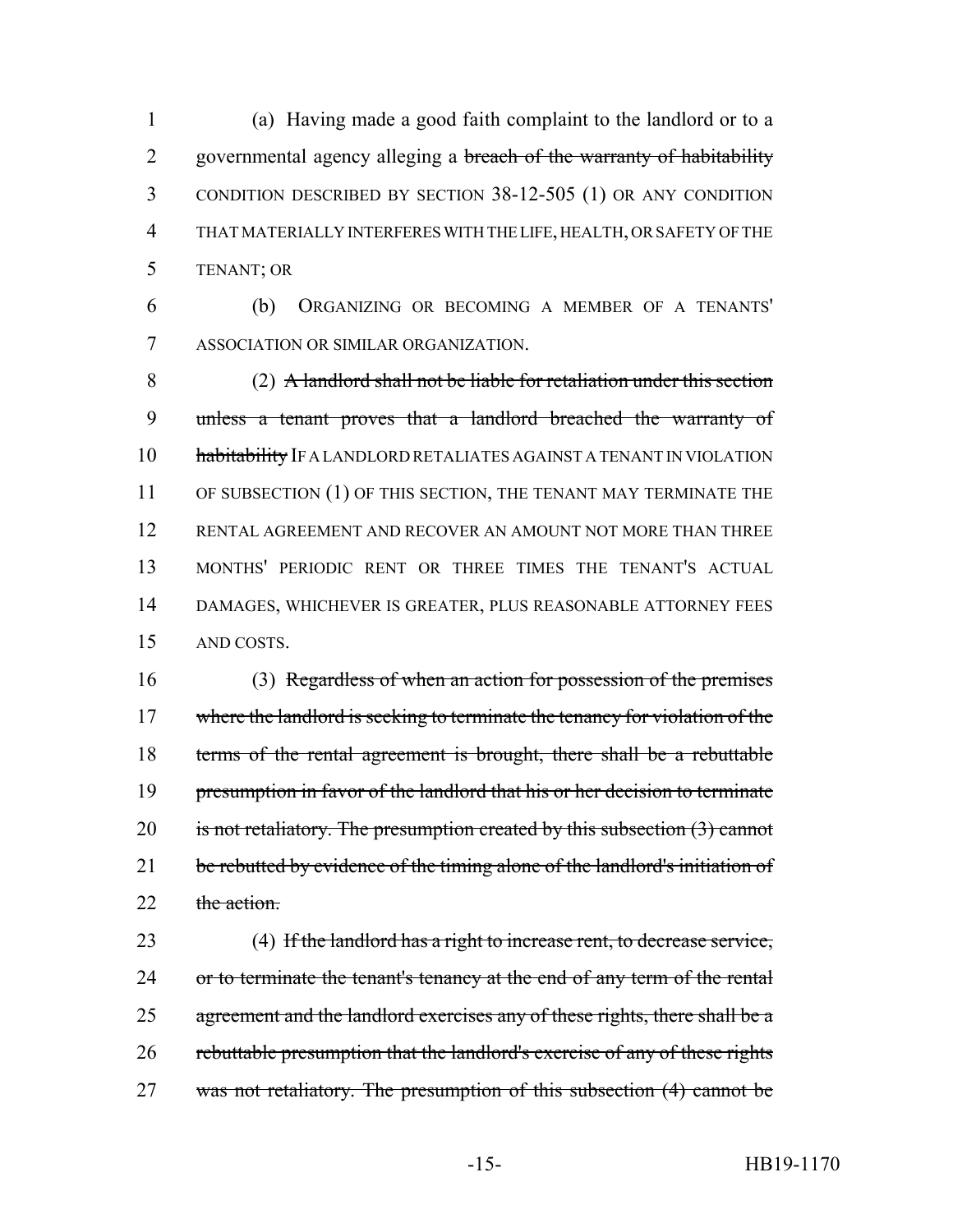(a) Having made a good faith complaint to the landlord or to a governmental agency alleging a ~~breach of the warranty of habitability~~ CONDITION DESCRIBED BY SECTION 38-12-505 (1) OR ANY CONDITION THAT MATERIALLY INTERFERES WITH THE LIFE, HEALTH, OR SAFETY OF THE TENANT; OR

(b) ORGANIZING OR BECOMING A MEMBER OF A TENANTS' ASSOCIATION OR SIMILAR ORGANIZATION.

(2) ~~A landlord shall not be liable for retaliation under this section unless a tenant proves that a landlord breached the warranty of habitability~~ IF A LANDLORD RETALIATES AGAINST A TENANT IN VIOLATION OF SUBSECTION (1) OF THIS SECTION, THE TENANT MAY TERMINATE THE RENTAL AGREEMENT AND RECOVER AN AMOUNT NOT MORE THAN THREE MONTHS' PERIODIC RENT OR THREE TIMES THE TENANT'S ACTUAL DAMAGES, WHICHEVER IS GREATER, PLUS REASONABLE ATTORNEY FEES AND COSTS.

(3) ~~Regardless of when an action for possession of the premises where the landlord is seeking to terminate the tenancy for violation of the terms of the rental agreement is brought, there shall be a rebuttable presumption in favor of the landlord that his or her decision to terminate is not retaliatory. The presumption created by this subsection (3) cannot be rebutted by evidence of the timing alone of the landlord's initiation of the action.~~

(4) ~~If the landlord has a right to increase rent, to decrease service, or to terminate the tenant's tenancy at the end of any term of the rental agreement and the landlord exercises any of these rights, there shall be a rebuttable presumption that the landlord's exercise of any of these rights was not retaliatory. The presumption of this subsection (4) cannot be~~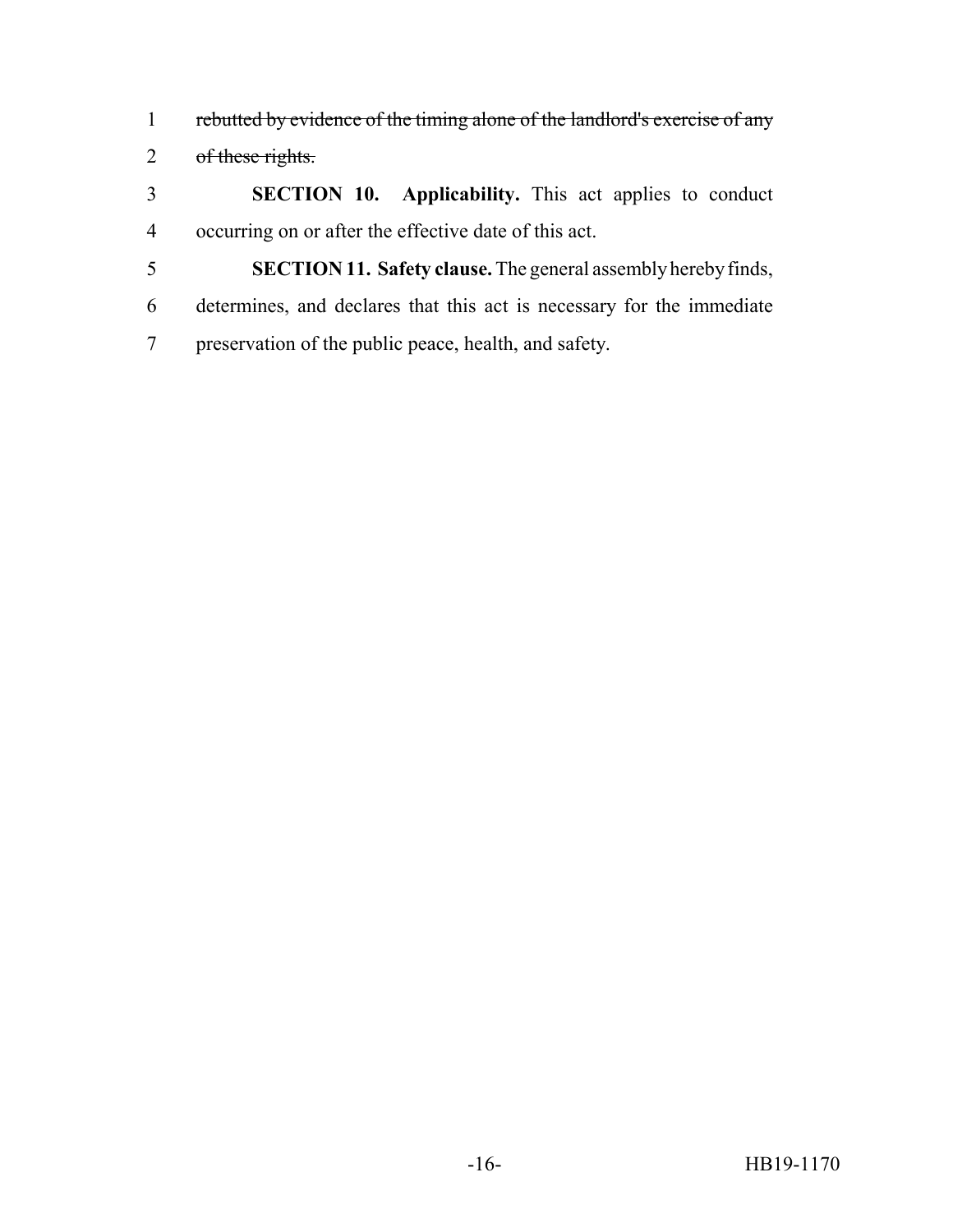~~rebutted by evidence of the timing alone of the landlord's exercise of any of these rights.~~

**SECTION 10. Applicability.** This act applies to conduct occurring on or after the effective date of this act.

**SECTION 11. Safety clause.** The general assembly hereby finds, determines, and declares that this act is necessary for the immediate preservation of the public peace, health, and safety.